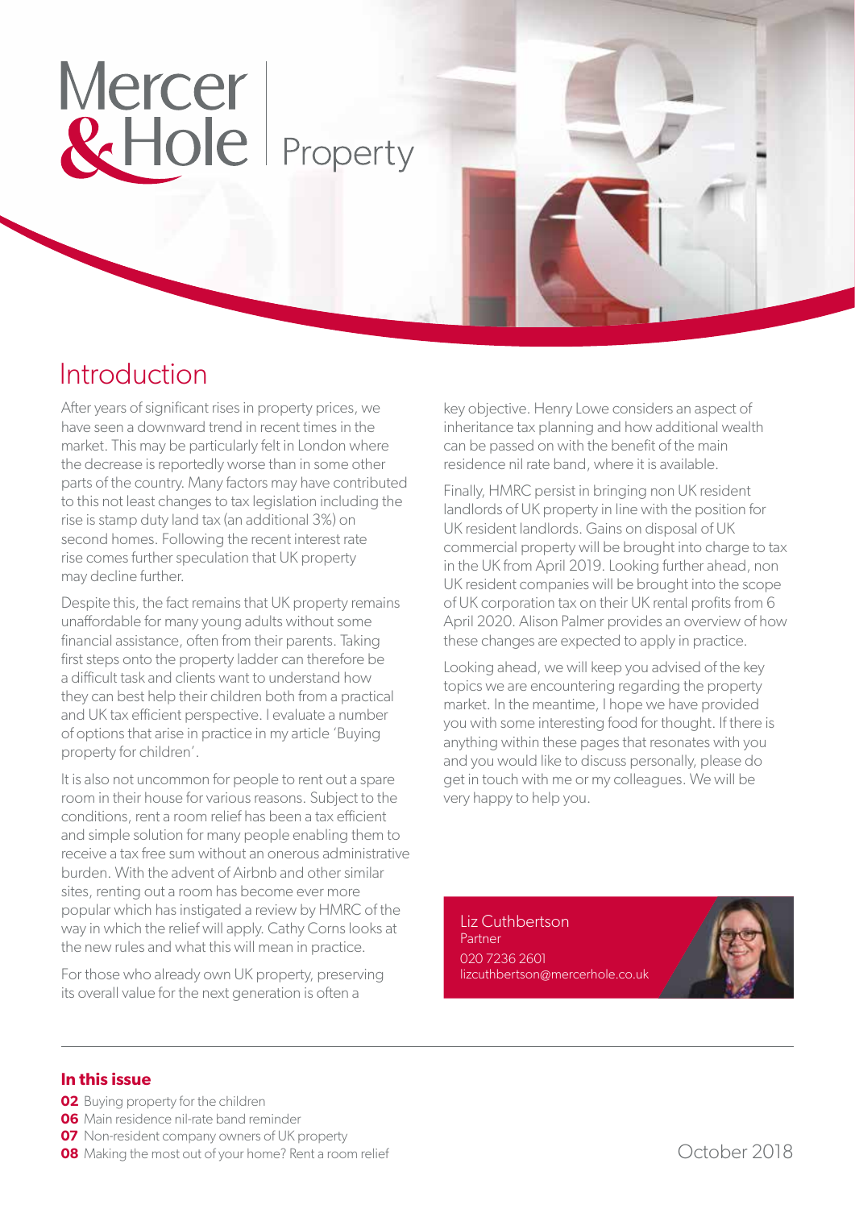# Mercer & Hole | Property

## Introduction

After years of significant rises in property prices, we have seen a downward trend in recent times in the market. This may be particularly felt in London where the decrease is reportedly worse than in some other parts of the country. Many factors may have contributed to this not least changes to tax legislation including the rise is stamp duty land tax (an additional 3%) on second homes. Following the recent interest rate rise comes further speculation that UK property may decline further.

Despite this, the fact remains that UK property remains unaffordable for many young adults without some financial assistance, often from their parents. Taking first steps onto the property ladder can therefore be a difficult task and clients want to understand how they can best help their children both from a practical and UK tax efficient perspective. I evaluate a number of options that arise in practice in my article 'Buying property for children'.

It is also not uncommon for people to rent out a spare room in their house for various reasons. Subject to the conditions, rent a room relief has been a tax efficient and simple solution for many people enabling them to receive a tax free sum without an onerous administrative burden. With the advent of Airbnb and other similar sites, renting out a room has become ever more popular which has instigated a review by HMRC of the way in which the relief will apply. Cathy Corns looks at the new rules and what this will mean in practice.

For those who already own UK property, preserving its overall value for the next generation is often a key objective. Henry Lowe considers an aspect of inheritance tax planning and how additional wealth can be passed on with the benefit of the main residence nil rate band, where it is available.

Finally, HMRC persist in bringing non UK resident landlords of UK property in line with the position for UK resident landlords. Gains on disposal of UK commercial property will be brought into charge to tax in the UK from April 2019. Looking further ahead, non UK resident companies will be brought into the scope of UK corporation tax on their UK rental profits from 6 April 2020. Alison Palmer provides an overview of how these changes are expected to apply in practice.

Looking ahead, we will keep you advised of the key topics we are encountering regarding the property market. In the meantime, I hope we have provided you with some interesting food for thought. If there is anything within these pages that resonates with you and you would like to discuss personally, please do get in touch with me or my colleagues. We will be very happy to help you.

Liz Cuthbertson
Partner
020 7236 2601
lizcuthbertson@mercerhole.co.uk

**In this issue**

- **02** Buying property for the children
- **06** Main residence nil-rate band reminder
- **07** Non-resident company owners of UK property
- **08** Making the most out of your home? Rent a room relief

October 2018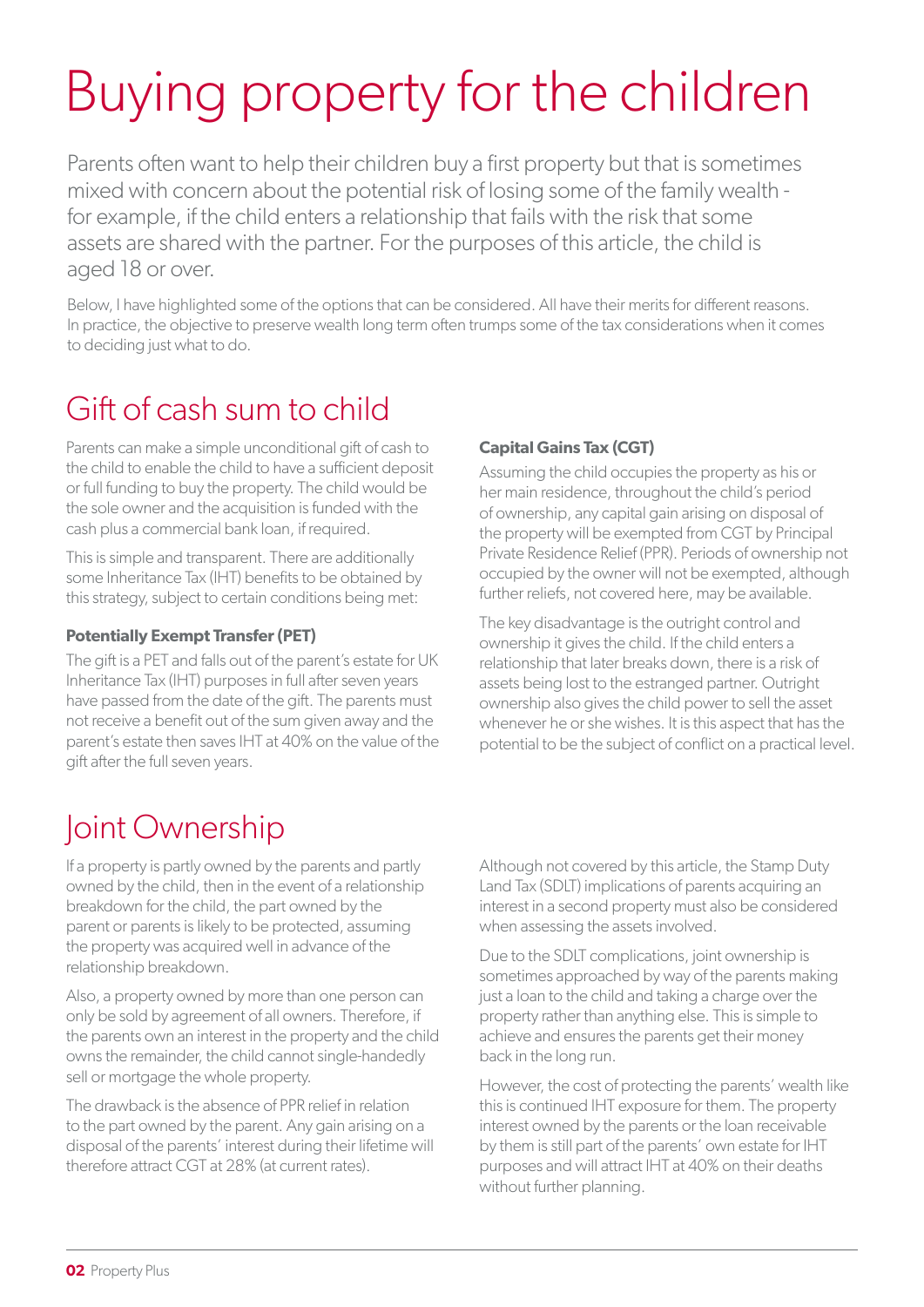# Buying property for the children

Parents often want to help their children buy a first property but that is sometimes mixed with concern about the potential risk of losing some of the family wealth - for example, if the child enters a relationship that fails with the risk that some assets are shared with the partner. For the purposes of this article, the child is aged 18 or over.

Below, I have highlighted some of the options that can be considered. All have their merits for different reasons. In practice, the objective to preserve wealth long term often trumps some of the tax considerations when it comes to deciding just what to do.

## Gift of cash sum to child

Parents can make a simple unconditional gift of cash to the child to enable the child to have a sufficient deposit or full funding to buy the property. The child would be the sole owner and the acquisition is funded with the cash plus a commercial bank loan, if required.

This is simple and transparent. There are additionally some Inheritance Tax (IHT) benefits to be obtained by this strategy, subject to certain conditions being met:

### Potentially Exempt Transfer (PET)

The gift is a PET and falls out of the parent's estate for UK Inheritance Tax (IHT) purposes in full after seven years have passed from the date of the gift. The parents must not receive a benefit out of the sum given away and the parent's estate then saves IHT at 40% on the value of the gift after the full seven years.

### Capital Gains Tax (CGT)

Assuming the child occupies the property as his or her main residence, throughout the child's period of ownership, any capital gain arising on disposal of the property will be exempted from CGT by Principal Private Residence Relief (PPR). Periods of ownership not occupied by the owner will not be exempted, although further reliefs, not covered here, may be available.

The key disadvantage is the outright control and ownership it gives the child. If the child enters a relationship that later breaks down, there is a risk of assets being lost to the estranged partner. Outright ownership also gives the child power to sell the asset whenever he or she wishes. It is this aspect that has the potential to be the subject of conflict on a practical level.

## Joint Ownership

If a property is partly owned by the parents and partly owned by the child, then in the event of a relationship breakdown for the child, the part owned by the parent or parents is likely to be protected, assuming the property was acquired well in advance of the relationship breakdown.

Also, a property owned by more than one person can only be sold by agreement of all owners. Therefore, if the parents own an interest in the property and the child owns the remainder, the child cannot single-handedly sell or mortgage the whole property.

The drawback is the absence of PPR relief in relation to the part owned by the parent. Any gain arising on a disposal of the parents' interest during their lifetime will therefore attract CGT at 28% (at current rates).

Although not covered by this article, the Stamp Duty Land Tax (SDLT) implications of parents acquiring an interest in a second property must also be considered when assessing the assets involved.

Due to the SDLT complications, joint ownership is sometimes approached by way of the parents making just a loan to the child and taking a charge over the property rather than anything else. This is simple to achieve and ensures the parents get their money back in the long run.

However, the cost of protecting the parents' wealth like this is continued IHT exposure for them. The property interest owned by the parents or the loan receivable by them is still part of the parents' own estate for IHT purposes and will attract IHT at 40% on their deaths without further planning.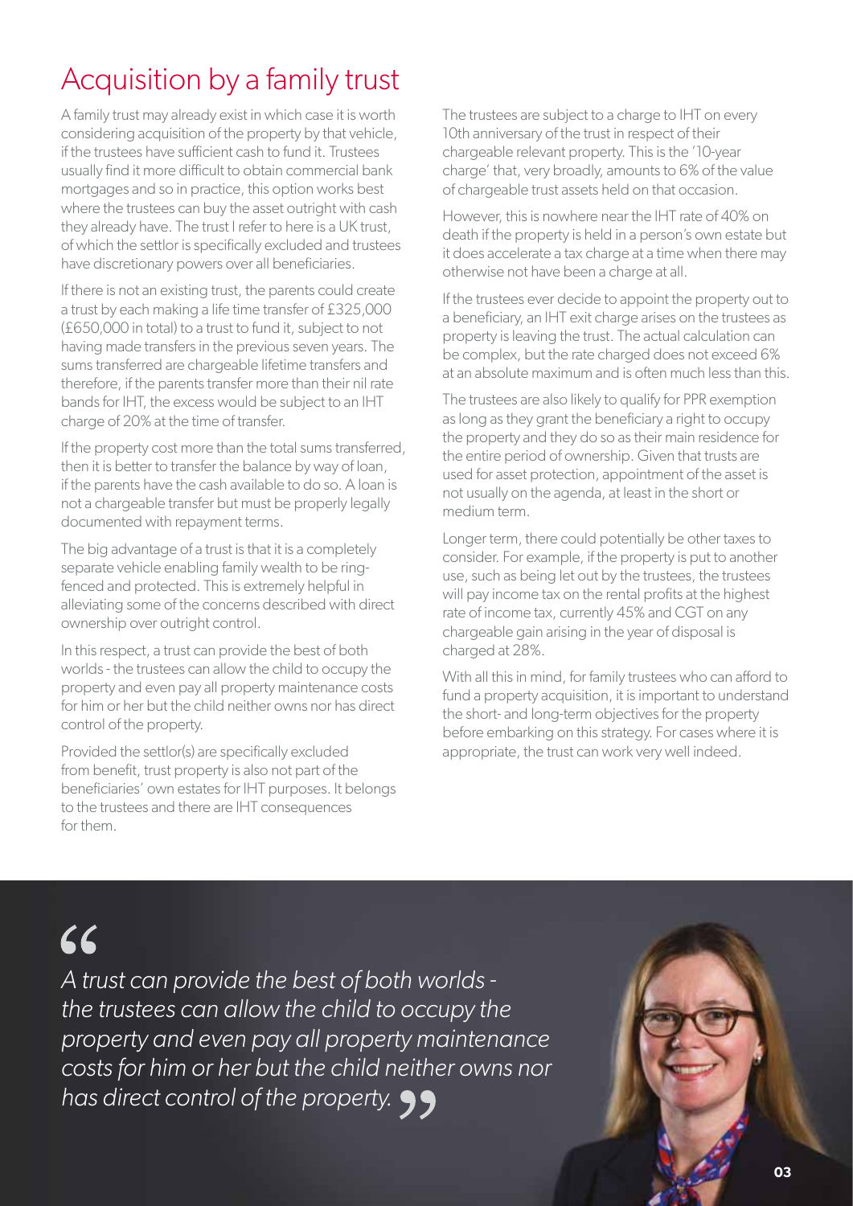# Acquisition by a family trust

A family trust may already exist in which case it is worth considering acquisition of the property by that vehicle, if the trustees have sufficient cash to fund it. Trustees usually find it more difficult to obtain commercial bank mortgages and so in practice, this option works best where the trustees can buy the asset outright with cash they already have. The trust I refer to here is a UK trust, of which the settlor is specifically excluded and trustees have discretionary powers over all beneficiaries.

If there is not an existing trust, the parents could create a trust by each making a life time transfer of £325,000 (£650,000 in total) to a trust to fund it, subject to not having made transfers in the previous seven years. The sums transferred are chargeable lifetime transfers and therefore, if the parents transfer more than their nil rate bands for IHT, the excess would be subject to an IHT charge of 20% at the time of transfer.

If the property cost more than the total sums transferred, then it is better to transfer the balance by way of loan, if the parents have the cash available to do so. A loan is not a chargeable transfer but must be properly legally documented with repayment terms.

The big advantage of a trust is that it is a completely separate vehicle enabling family wealth to be ring-fenced and protected. This is extremely helpful in alleviating some of the concerns described with direct ownership over outright control.

In this respect, a trust can provide the best of both worlds - the trustees can allow the child to occupy the property and even pay all property maintenance costs for him or her but the child neither owns nor has direct control of the property.

Provided the settlor(s) are specifically excluded from benefit, trust property is also not part of the beneficiaries' own estates for IHT purposes. It belongs to the trustees and there are IHT consequences for them.

The trustees are subject to a charge to IHT on every 10th anniversary of the trust in respect of their chargeable relevant property. This is the '10-year charge' that, very broadly, amounts to 6% of the value of chargeable trust assets held on that occasion.

However, this is nowhere near the IHT rate of 40% on death if the property is held in a person's own estate but it does accelerate a tax charge at a time when there may otherwise not have been a charge at all.

If the trustees ever decide to appoint the property out to a beneficiary, an IHT exit charge arises on the trustees as property is leaving the trust. The actual calculation can be complex, but the rate charged does not exceed 6% at an absolute maximum and is often much less than this.

The trustees are also likely to qualify for PPR exemption as long as they grant the beneficiary a right to occupy the property and they do so as their main residence for the entire period of ownership. Given that trusts are used for asset protection, appointment of the asset is not usually on the agenda, at least in the short or medium term.

Longer term, there could potentially be other taxes to consider. For example, if the property is put to another use, such as being let out by the trustees, the trustees will pay income tax on the rental profits at the highest rate of income tax, currently 45% and CGT on any chargeable gain arising in the year of disposal is charged at 28%.

With all this in mind, for family trustees who can afford to fund a property acquisition, it is important to understand the short- and long-term objectives for the property before embarking on this strategy. For cases where it is appropriate, the trust can work very well indeed.

> *"A trust can provide the best of both worlds - the trustees can allow the child to occupy the property and even pay all property maintenance costs for him or her but the child neither owns nor has direct control of the property."*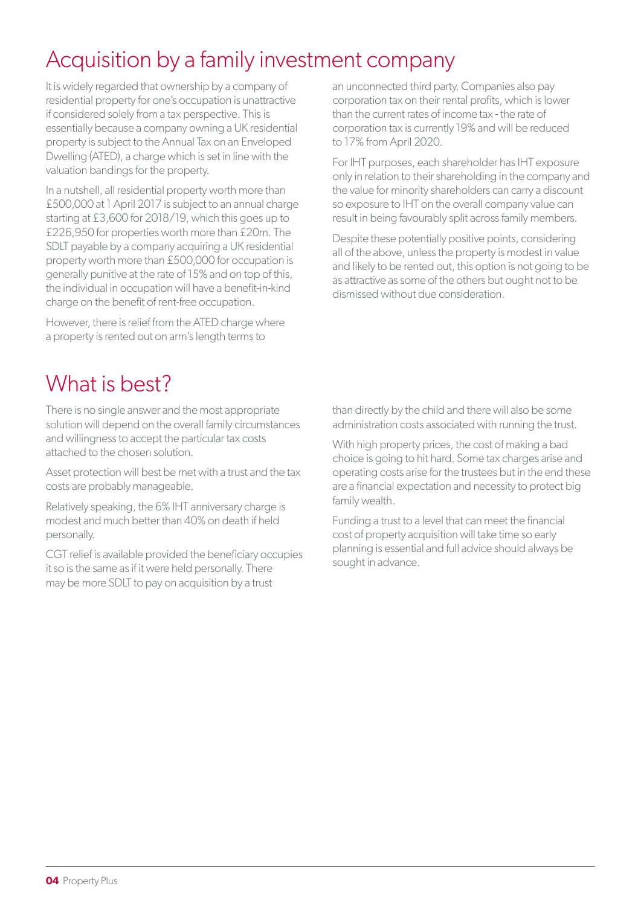# Acquisition by a family investment company

It is widely regarded that ownership by a company of residential property for one's occupation is unattractive if considered solely from a tax perspective. This is essentially because a company owning a UK residential property is subject to the Annual Tax on an Enveloped Dwelling (ATED), a charge which is set in line with the valuation bandings for the property.

In a nutshell, all residential property worth more than £500,000 at 1 April 2017 is subject to an annual charge starting at £3,600 for 2018/19, which this goes up to £226,950 for properties worth more than £20m. The SDLT payable by a company acquiring a UK residential property worth more than £500,000 for occupation is generally punitive at the rate of 15% and on top of this, the individual in occupation will have a benefit-in-kind charge on the benefit of rent-free occupation.

However, there is relief from the ATED charge where a property is rented out on arm's length terms to an unconnected third party. Companies also pay corporation tax on their rental profits, which is lower than the current rates of income tax - the rate of corporation tax is currently 19% and will be reduced to 17% from April 2020.

For IHT purposes, each shareholder has IHT exposure only in relation to their shareholding in the company and the value for minority shareholders can carry a discount so exposure to IHT on the overall company value can result in being favourably split across family members.

Despite these potentially positive points, considering all of the above, unless the property is modest in value and likely to be rented out, this option is not going to be as attractive as some of the others but ought not to be dismissed without due consideration.

# What is best?

There is no single answer and the most appropriate solution will depend on the overall family circumstances and willingness to accept the particular tax costs attached to the chosen solution.

Asset protection will best be met with a trust and the tax costs are probably manageable.

Relatively speaking, the 6% IHT anniversary charge is modest and much better than 40% on death if held personally.

CGT relief is available provided the beneficiary occupies it so is the same as if it were held personally. There may be more SDLT to pay on acquisition by a trust than directly by the child and there will also be some administration costs associated with running the trust.

With high property prices, the cost of making a bad choice is going to hit hard. Some tax charges arise and operating costs arise for the trustees but in the end these are a financial expectation and necessity to protect big family wealth.

Funding a trust to a level that can meet the financial cost of property acquisition will take time so early planning is essential and full advice should always be sought in advance.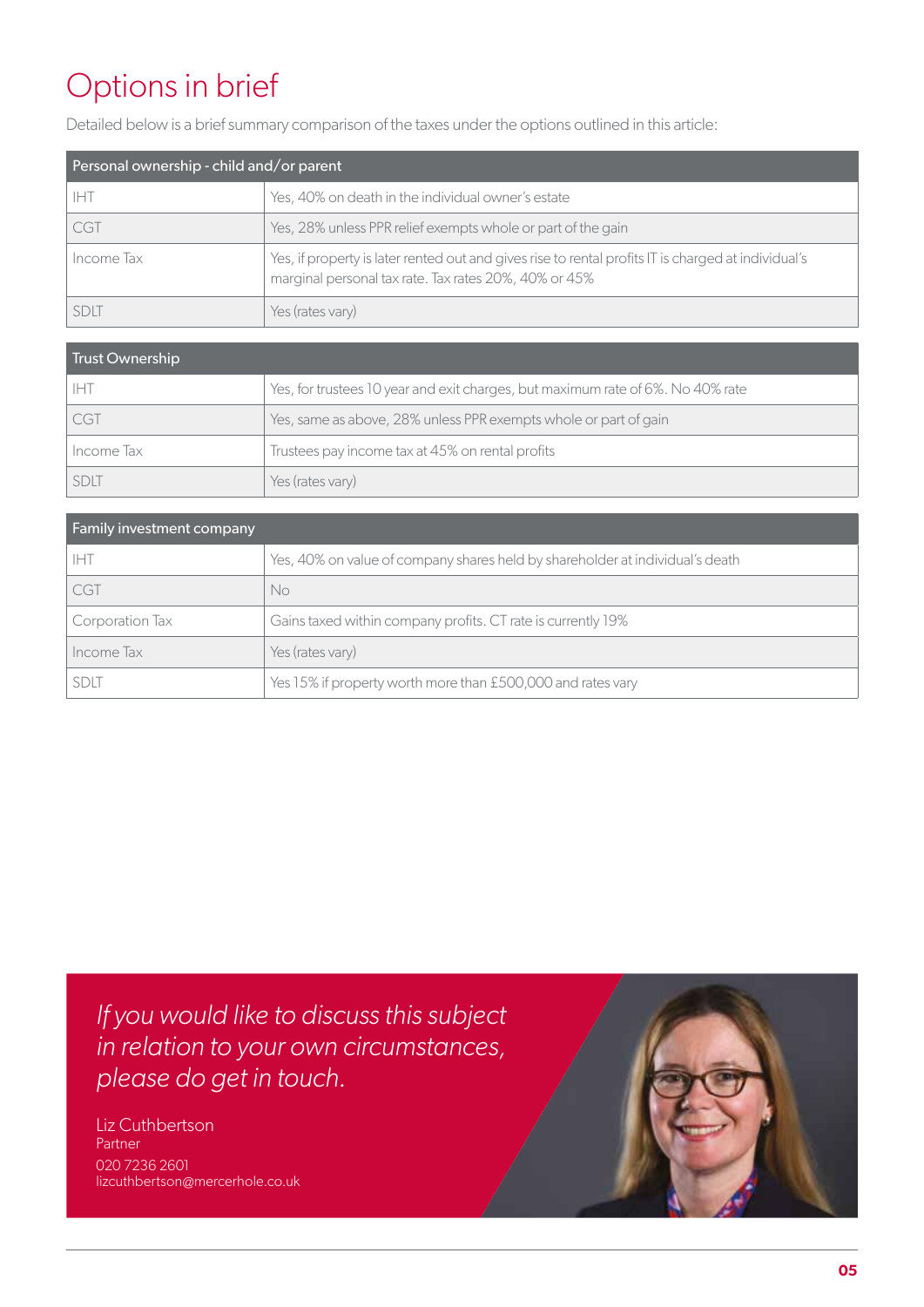# Options in brief

Detailed below is a brief summary comparison of the taxes under the options outlined in this article:

| Personal ownership - child and/or parent | |
|---|---|
| IHT | Yes, 40% on death in the individual owner's estate |
| CGT | Yes, 28% unless PPR relief exempts whole or part of the gain |
| Income Tax | Yes, if property is later rented out and gives rise to rental profits IT is charged at individual's marginal personal tax rate. Tax rates 20%, 40% or 45% |
| SDLT | Yes (rates vary) |

| Trust Ownership | |
|---|---|
| IHT | Yes, for trustees 10 year and exit charges, but maximum rate of 6%. No 40% rate |
| CGT | Yes, same as above, 28% unless PPR exempts whole or part of gain |
| Income Tax | Trustees pay income tax at 45% on rental profits |
| SDLT | Yes (rates vary) |

| Family investment company | |
|---|---|
| IHT | Yes, 40% on value of company shares held by shareholder at individual's death |
| CGT | No |
| Corporation Tax | Gains taxed within company profits. CT rate is currently 19% |
| Income Tax | Yes (rates vary) |
| SDLT | Yes 15% if property worth more than £500,000 and rates vary |

*If you would like to discuss this subject in relation to your own circumstances, please do get in touch.*

Liz Cuthbertson
Partner
020 7236 2601
lizcuthbertson@mercerhole.co.uk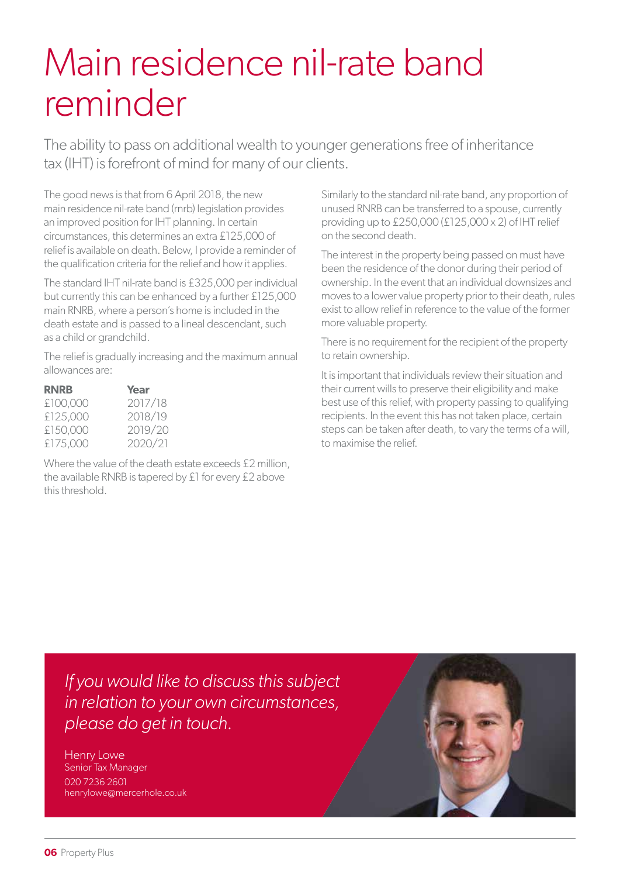# Main residence nil-rate band reminder

The ability to pass on additional wealth to younger generations free of inheritance tax (IHT) is forefront of mind for many of our clients.

The good news is that from 6 April 2018, the new main residence nil-rate band (rnrb) legislation provides an improved position for IHT planning. In certain circumstances, this determines an extra £125,000 of relief is available on death. Below, I provide a reminder of the qualification criteria for the relief and how it applies.

The standard IHT nil-rate band is £325,000 per individual but currently this can be enhanced by a further £125,000 main RNRB, where a person's home is included in the death estate and is passed to a lineal descendant, such as a child or grandchild.

The relief is gradually increasing and the maximum annual allowances are:

| RNRB | Year |
|---|---|
| £100,000 | 2017/18 |
| £125,000 | 2018/19 |
| £150,000 | 2019/20 |
| £175,000 | 2020/21 |

Where the value of the death estate exceeds £2 million, the available RNRB is tapered by £1 for every £2 above this threshold.

Similarly to the standard nil-rate band, any proportion of unused RNRB can be transferred to a spouse, currently providing up to £250,000 (£125,000 x 2) of IHT relief on the second death.

The interest in the property being passed on must have been the residence of the donor during their period of ownership. In the event that an individual downsizes and moves to a lower value property prior to their death, rules exist to allow relief in reference to the value of the former more valuable property.

There is no requirement for the recipient of the property to retain ownership.

It is important that individuals review their situation and their current wills to preserve their eligibility and make best use of this relief, with property passing to qualifying recipients. In the event this has not taken place, certain steps can be taken after death, to vary the terms of a will, to maximise the relief.

*If you would like to discuss this subject in relation to your own circumstances, please do get in touch.*

Henry Lowe
Senior Tax Manager
020 7236 2601
henrylowe@mercerhole.co.uk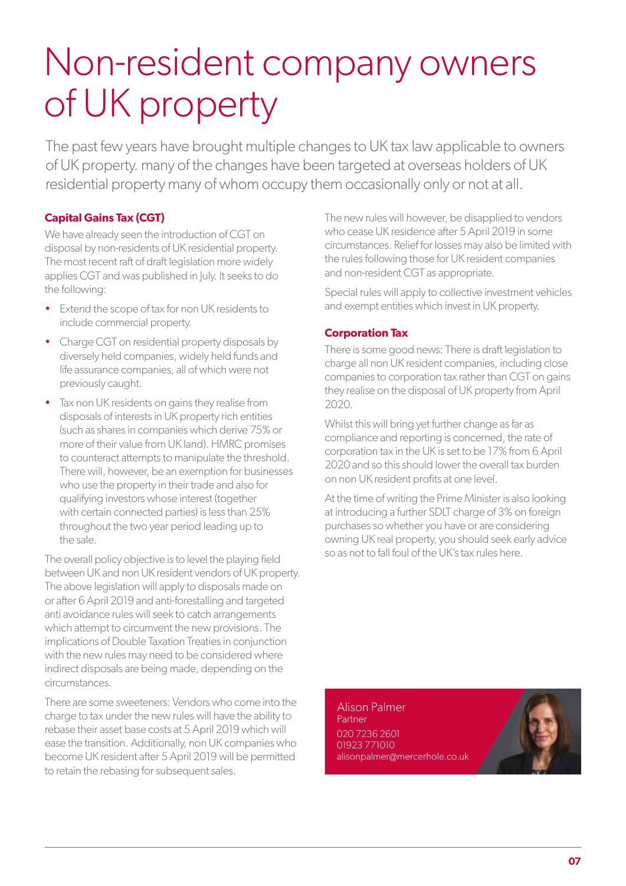# Non-resident company owners of UK property

The past few years have brought multiple changes to UK tax law applicable to owners of UK property. many of the changes have been targeted at overseas holders of UK residential property many of whom occupy them occasionally only or not at all.

## Capital Gains Tax (CGT)

We have already seen the introduction of CGT on disposal by non-residents of UK residential property. The most recent raft of draft legislation more widely applies CGT and was published in July. It seeks to do the following:

- Extend the scope of tax for non UK residents to include commercial property.
- Charge CGT on residential property disposals by diversely held companies, widely held funds and life assurance companies, all of which were not previously caught.
- Tax non UK residents on gains they realise from disposals of interests in UK property rich entities (such as shares in companies which derive 75% or more of their value from UK land). HMRC promises to counteract attempts to manipulate the threshold. There will, however, be an exemption for businesses who use the property in their trade and also for qualifying investors whose interest (together with certain connected parties) is less than 25% throughout the two year period leading up to the sale.

The overall policy objective is to level the playing field between UK and non UK resident vendors of UK property. The above legislation will apply to disposals made on or after 6 April 2019 and anti-forestalling and targeted anti avoidance rules will seek to catch arrangements which attempt to circumvent the new provisions. The implications of Double Taxation Treaties in conjunction with the new rules may need to be considered where indirect disposals are being made, depending on the circumstances.

There are some sweeteners: Vendors who come into the charge to tax under the new rules will have the ability to rebase their asset base costs at 5 April 2019 which will ease the transition. Additionally, non UK companies who become UK resident after 5 April 2019 will be permitted to retain the rebasing for subsequent sales.

The new rules will however, be disapplied to vendors who cease UK residence after 5 April 2019 in some circumstances. Relief for losses may also be limited with the rules following those for UK resident companies and non-resident CGT as appropriate.

Special rules will apply to collective investment vehicles and exempt entities which invest in UK property.

## Corporation Tax

There is some good news: There is draft legislation to charge all non UK resident companies, including close companies to corporation tax rather than CGT on gains they realise on the disposal of UK property from April 2020.

Whilst this will bring yet further change as far as compliance and reporting is concerned, the rate of corporation tax in the UK is set to be 17% from 6 April 2020 and so this should lower the overall tax burden on non UK resident profits at one level.

At the time of writing the Prime Minister is also looking at introducing a further SDLT charge of 3% on foreign purchases so whether you have or are considering owning UK real property, you should seek early advice so as not to fall foul of the UK's tax rules here.

Alison Palmer
Partner
020 7236 2601
01923 771010
alisonpalmer@mercerhole.co.uk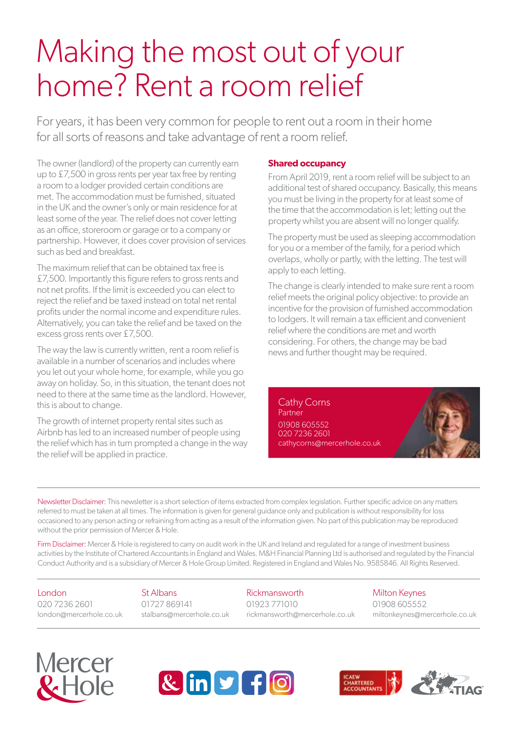# Making the most out of your home? Rent a room relief

For years, it has been very common for people to rent out a room in their home for all sorts of reasons and take advantage of rent a room relief.

The owner (landlord) of the property can currently earn up to £7,500 in gross rents per year tax free by renting a room to a lodger provided certain conditions are met. The accommodation must be furnished, situated in the UK and the owner's only or main residence for at least some of the year. The relief does not cover letting as an office, storeroom or garage or to a company or partnership. However, it does cover provision of services such as bed and breakfast.

The maximum relief that can be obtained tax free is £7,500. Importantly this figure refers to gross rents and not net profits. If the limit is exceeded you can elect to reject the relief and be taxed instead on total net rental profits under the normal income and expenditure rules. Alternatively, you can take the relief and be taxed on the excess gross rents over £7,500.

The way the law is currently written, rent a room relief is available in a number of scenarios and includes where you let out your whole home, for example, while you go away on holiday. So, in this situation, the tenant does not need to there at the same time as the landlord. However, this is about to change.

The growth of internet property rental sites such as Airbnb has led to an increased number of people using the relief which has in turn prompted a change in the way the relief will be applied in practice.

### Shared occupancy

From April 2019, rent a room relief will be subject to an additional test of shared occupancy. Basically, this means you must be living in the property for at least some of the time that the accommodation is let; letting out the property whilst you are absent will no longer qualify.

The property must be used as sleeping accommodation for you or a member of the family, for a period which overlaps, wholly or partly, with the letting. The test will apply to each letting.

The change is clearly intended to make sure rent a room relief meets the original policy objective: to provide an incentive for the provision of furnished accommodation to lodgers. It will remain a tax efficient and convenient relief where the conditions are met and worth considering. For others, the change may be bad news and further thought may be required.

Cathy Corns
Partner
01908 605552
020 7236 2601
cathycorns@mercerhole.co.uk

Newsletter Disclaimer: This newsletter is a short selection of items extracted from complex legislation. Further specific advice on any matters referred to must be taken at all times. The information is given for general guidance only and publication is without responsibility for loss occasioned to any person acting or refraining from acting as a result of the information given. No part of this publication may be reproduced without the prior permission of Mercer & Hole.

Firm Disclaimer: Mercer & Hole is registered to carry on audit work in the UK and Ireland and regulated for a range of investment business activities by the Institute of Chartered Accountants in England and Wales. M&H Financial Planning Ltd is authorised and regulated by the Financial Conduct Authority and is a subsidiary of Mercer & Hole Group Limited. Registered in England and Wales No. 9585846. All Rights Reserved.

| London | St Albans | Rickmansworth | Milton Keynes |
|---|---|---|---|
| 020 7236 2601 | 01727 869141 | 01923 771010 | 01908 605552 |
| london@mercerhole.co.uk | stalbans@mercerhole.co.uk | rickmansworth@mercerhole.co.uk | miltonkeynes@mercerhole.co.uk |

Mercer & Hole

ICAEW CHARTERED ACCOUNTANTS

TIAG